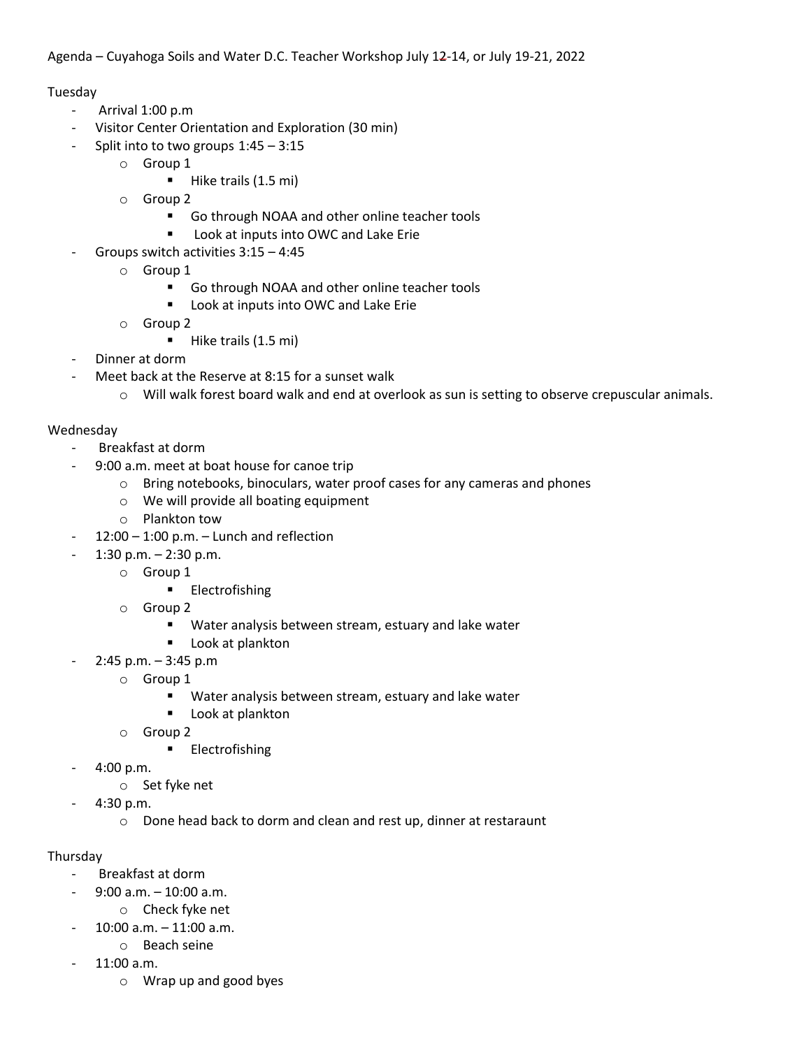Agenda – Cuyahoga Soils and Water D.C. Teacher Workshop July 12-14, or July 19-21, 2022

Tuesday

- Arrival 1:00 p.m
- Visitor Center Orientation and Exploration (30 min)
- Split into to two groups 1:45 – 3:15
    - Group 1
        - Hike trails (1.5 mi)
    - Group 2
        - Go through NOAA and other online teacher tools
        - Look at inputs into OWC and Lake Erie
- Groups switch activities 3:15 – 4:45
    - Group 1
        - Go through NOAA and other online teacher tools
        - Look at inputs into OWC and Lake Erie
    - Group 2
        - Hike trails (1.5 mi)
- Dinner at dorm
- Meet back at the Reserve at 8:15 for a sunset walk
    - Will walk forest board walk and end at overlook as sun is setting to observe crepuscular animals.

Wednesday

- Breakfast at dorm
- 9:00 a.m. meet at boat house for canoe trip
    - Bring notebooks, binoculars, water proof cases for any cameras and phones
    - We will provide all boating equipment
    - Plankton tow
- 12:00 – 1:00 p.m. – Lunch and reflection
- 1:30 p.m. – 2:30 p.m.
    - Group 1
        - Electrofishing
    - Group 2
        - Water analysis between stream, estuary and lake water
        - Look at plankton
- 2:45 p.m. – 3:45 p.m
    - Group 1
        - Water analysis between stream, estuary and lake water
        - Look at plankton
    - Group 2
        - Electrofishing
- 4:00 p.m.
    - Set fyke net
- 4:30 p.m.
    - Done head back to dorm and clean and rest up, dinner at restaraunt

Thursday

- Breakfast at dorm
- 9:00 a.m. – 10:00 a.m.
    - Check fyke net
- 10:00 a.m. – 11:00 a.m.
    - Beach seine
- 11:00 a.m.
    - Wrap up and good byes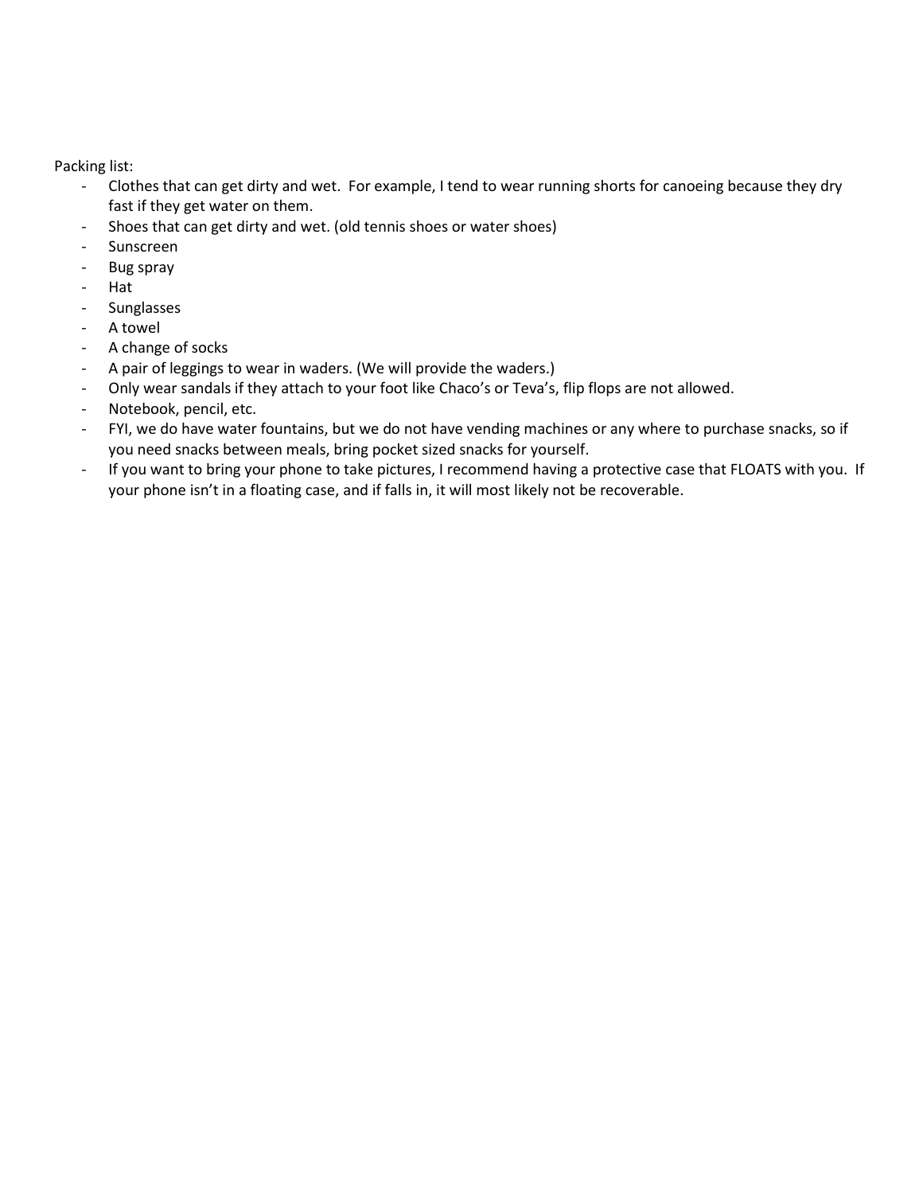Packing list:

- Clothes that can get dirty and wet. For example, I tend to wear running shorts for canoeing because they dry fast if they get water on them.
- Shoes that can get dirty and wet. (old tennis shoes or water shoes)
- Sunscreen
- Bug spray
- Hat
- Sunglasses
- A towel
- A change of socks
- A pair of leggings to wear in waders. (We will provide the waders.)
- Only wear sandals if they attach to your foot like Chaco's or Teva's, flip flops are not allowed.
- Notebook, pencil, etc.
- FYI, we do have water fountains, but we do not have vending machines or any where to purchase snacks, so if you need snacks between meals, bring pocket sized snacks for yourself.
- If you want to bring your phone to take pictures, I recommend having a protective case that FLOATS with you. If your phone isn't in a floating case, and if falls in, it will most likely not be recoverable.